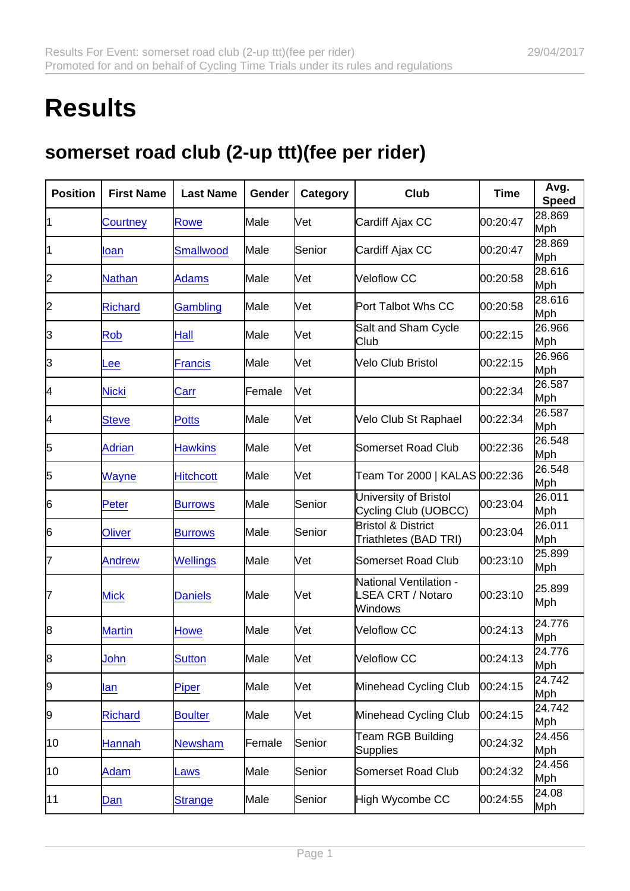# Results

## somerset road club (2-up ttt)(fee per rider)

| Position | First Name | Last Name | Gender | Category | Club | Time | Avg. Speed |
|---|---|---|---|---|---|---|---|
| 1 | Courtney | Rowe | Male | Vet | Cardiff Ajax CC | 00:20:47 | 28.869 Mph |
| 1 | Ioan | Smallwood | Male | Senior | Cardiff Ajax CC | 00:20:47 | 28.869 Mph |
| 2 | Nathan | Adams | Male | Vet | Veloflow CC | 00:20:58 | 28.616 Mph |
| 2 | Richard | Gambling | Male | Vet | Port Talbot Whs CC | 00:20:58 | 28.616 Mph |
| 3 | Rob | Hall | Male | Vet | Salt and Sham Cycle Club | 00:22:15 | 26.966 Mph |
| 3 | Lee | Francis | Male | Vet | Velo Club Bristol | 00:22:15 | 26.966 Mph |
| 4 | Nicki | Carr | Female | Vet | | 00:22:34 | 26.587 Mph |
| 4 | Steve | Potts | Male | Vet | Velo Club St Raphael | 00:22:34 | 26.587 Mph |
| 5 | Adrian | Hawkins | Male | Vet | Somerset Road Club | 00:22:36 | 26.548 Mph |
| 5 | Wayne | Hitchcott | Male | Vet | Team Tor 2000 \| KALAS | 00:22:36 | 26.548 Mph |
| 6 | Peter | Burrows | Male | Senior | University of Bristol Cycling Club (UOBCC) | 00:23:04 | 26.011 Mph |
| 6 | Oliver | Burrows | Male | Senior | Bristol & District Triathletes (BAD TRI) | 00:23:04 | 26.011 Mph |
| 7 | Andrew | Wellings | Male | Vet | Somerset Road Club | 00:23:10 | 25.899 Mph |
| 7 | Mick | Daniels | Male | Vet | National Ventilation - LSEA CRT / Notaro Windows | 00:23:10 | 25.899 Mph |
| 8 | Martin | Howe | Male | Vet | Veloflow CC | 00:24:13 | 24.776 Mph |
| 8 | John | Sutton | Male | Vet | Veloflow CC | 00:24:13 | 24.776 Mph |
| 9 | Ian | Piper | Male | Vet | Minehead Cycling Club | 00:24:15 | 24.742 Mph |
| 9 | Richard | Boulter | Male | Vet | Minehead Cycling Club | 00:24:15 | 24.742 Mph |
| 10 | Hannah | Newsham | Female | Senior | Team RGB Building Supplies | 00:24:32 | 24.456 Mph |
| 10 | Adam | Laws | Male | Senior | Somerset Road Club | 00:24:32 | 24.456 Mph |
| 11 | Dan | Strange | Male | Senior | High Wycombe CC | 00:24:55 | 24.08 Mph |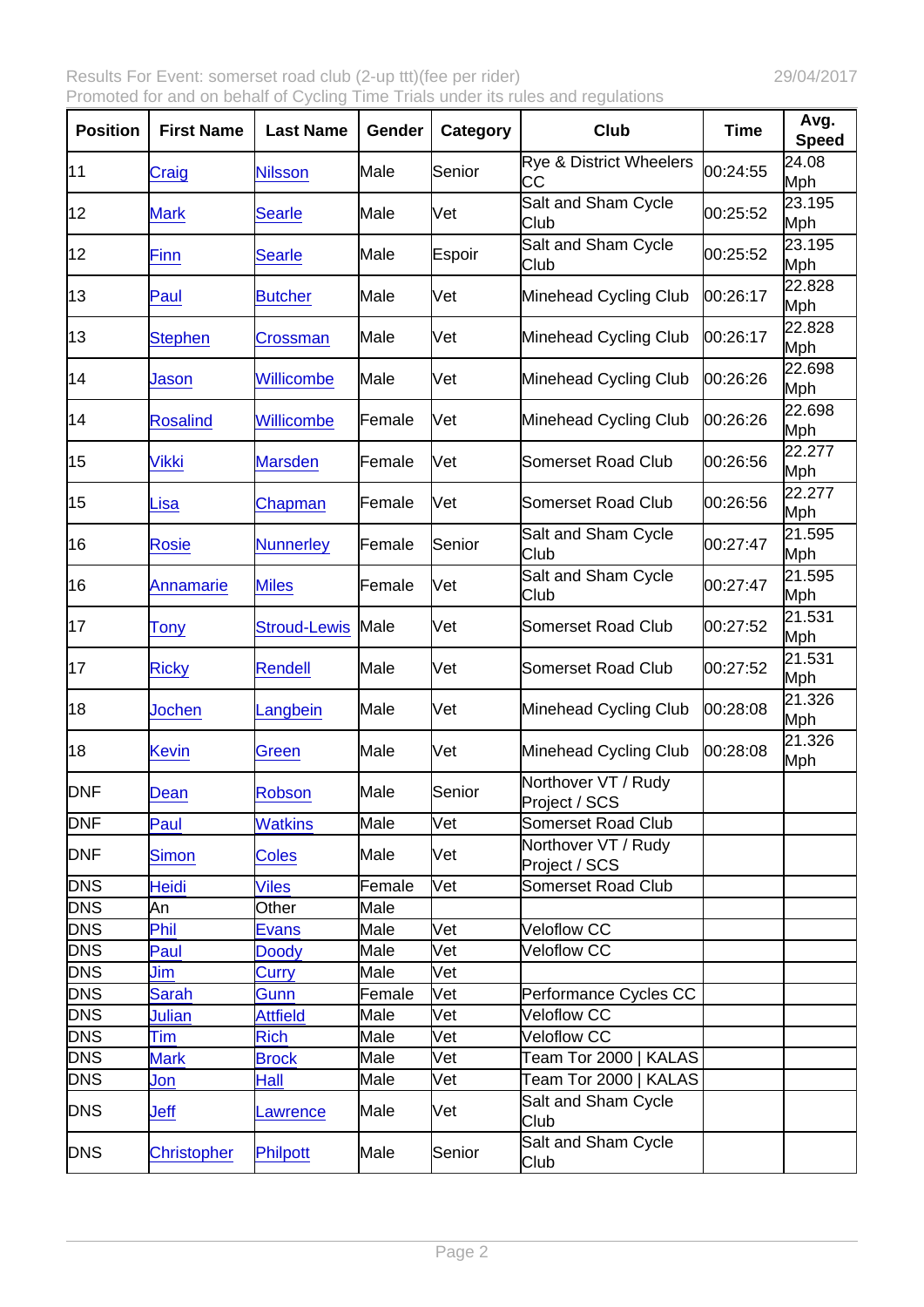| Position | First Name | Last Name | Gender | Category | Club | Time | Avg. Speed |
|---|---|---|---|---|---|---|---|
| 11 | Craig | Nilsson | Male | Senior | Rye & District Wheelers CC | 00:24:55 | 24.08 Mph |
| 12 | Mark | Searle | Male | Vet | Salt and Sham Cycle Club | 00:25:52 | 23.195 Mph |
| 12 | Finn | Searle | Male | Espoir | Salt and Sham Cycle Club | 00:25:52 | 23.195 Mph |
| 13 | Paul | Butcher | Male | Vet | Minehead Cycling Club | 00:26:17 | 22.828 Mph |
| 13 | Stephen | Crossman | Male | Vet | Minehead Cycling Club | 00:26:17 | 22.828 Mph |
| 14 | Jason | Willicombe | Male | Vet | Minehead Cycling Club | 00:26:26 | 22.698 Mph |
| 14 | Rosalind | Willicombe | Female | Vet | Minehead Cycling Club | 00:26:26 | 22.698 Mph |
| 15 | Vikki | Marsden | Female | Vet | Somerset Road Club | 00:26:56 | 22.277 Mph |
| 15 | Lisa | Chapman | Female | Vet | Somerset Road Club | 00:26:56 | 22.277 Mph |
| 16 | Rosie | Nunnerley | Female | Senior | Salt and Sham Cycle Club | 00:27:47 | 21.595 Mph |
| 16 | Annamarie | Miles | Female | Vet | Salt and Sham Cycle Club | 00:27:47 | 21.595 Mph |
| 17 | Tony | Stroud-Lewis | Male | Vet | Somerset Road Club | 00:27:52 | 21.531 Mph |
| 17 | Ricky | Rendell | Male | Vet | Somerset Road Club | 00:27:52 | 21.531 Mph |
| 18 | Jochen | Langbein | Male | Vet | Minehead Cycling Club | 00:28:08 | 21.326 Mph |
| 18 | Kevin | Green | Male | Vet | Minehead Cycling Club | 00:28:08 | 21.326 Mph |
| DNF | Dean | Robson | Male | Senior | Northover VT / Rudy Project / SCS | | |
| DNF | Paul | Watkins | Male | Vet | Somerset Road Club | | |
| DNF | Simon | Coles | Male | Vet | Northover VT / Rudy Project / SCS | | |
| DNS | Heidi | Viles | Female | Vet | Somerset Road Club | | |
| DNS | An | Other | Male | | | | |
| DNS | Phil | Evans | Male | Vet | Veloflow CC | | |
| DNS | Paul | Doody | Male | Vet | Veloflow CC | | |
| DNS | Jim | Curry | Male | Vet | | | |
| DNS | Sarah | Gunn | Female | Vet | Performance Cycles CC | | |
| DNS | Julian | Attfield | Male | Vet | Veloflow CC | | |
| DNS | Tim | Rich | Male | Vet | Veloflow CC | | |
| DNS | Mark | Brock | Male | Vet | Team Tor 2000 \| KALAS | | |
| DNS | Jon | Hall | Male | Vet | Team Tor 2000 \| KALAS | | |
| DNS | Jeff | Lawrence | Male | Vet | Salt and Sham Cycle Club | | |
| DNS | Christopher | Philpott | Male | Senior | Salt and Sham Cycle Club | | |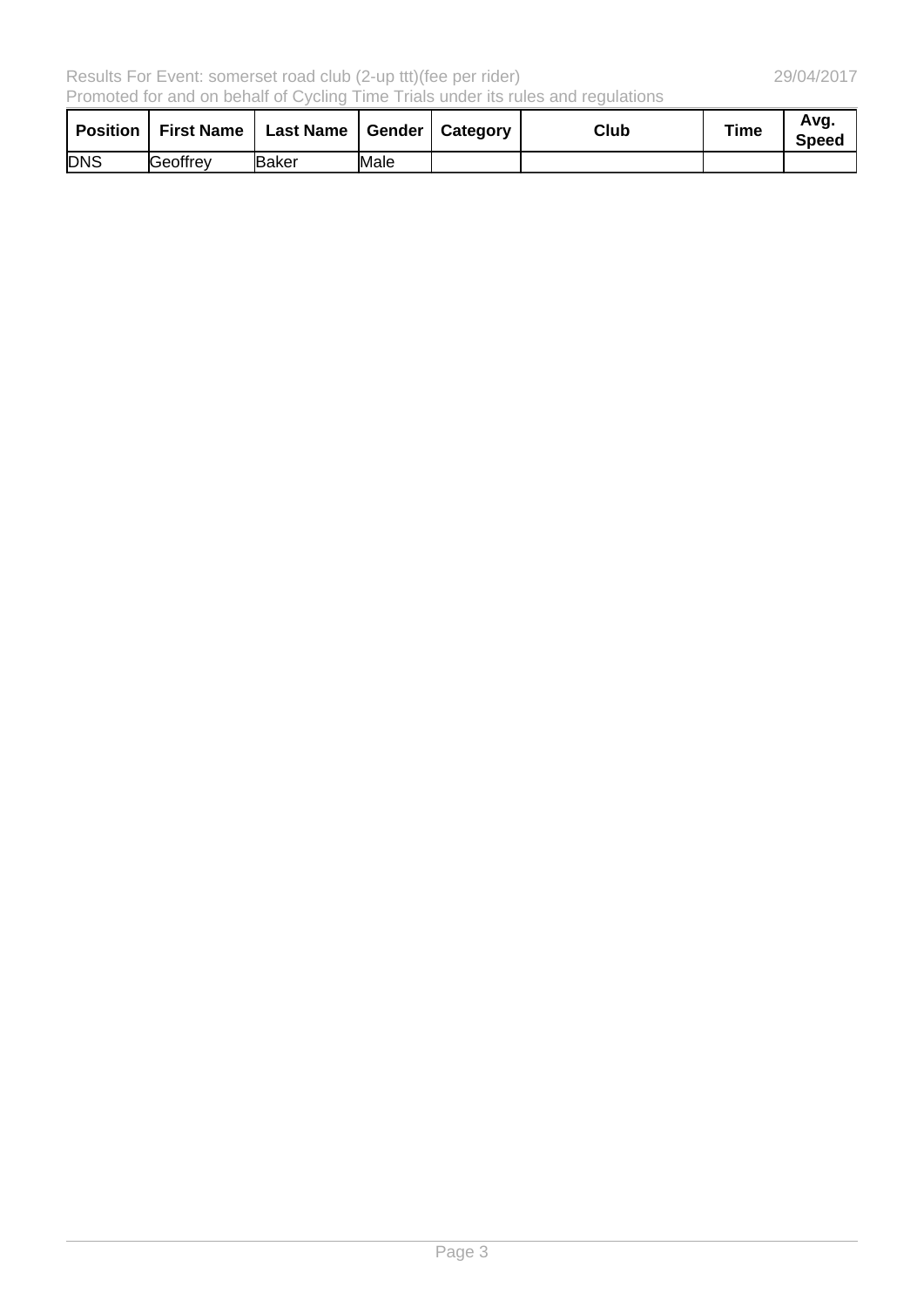| Position | First Name | Last Name | Gender | Category | Club | Time | Avg. Speed |
|---|---|---|---|---|---|---|---|
| DNS | Geoffrey | Baker | Male | | | | |